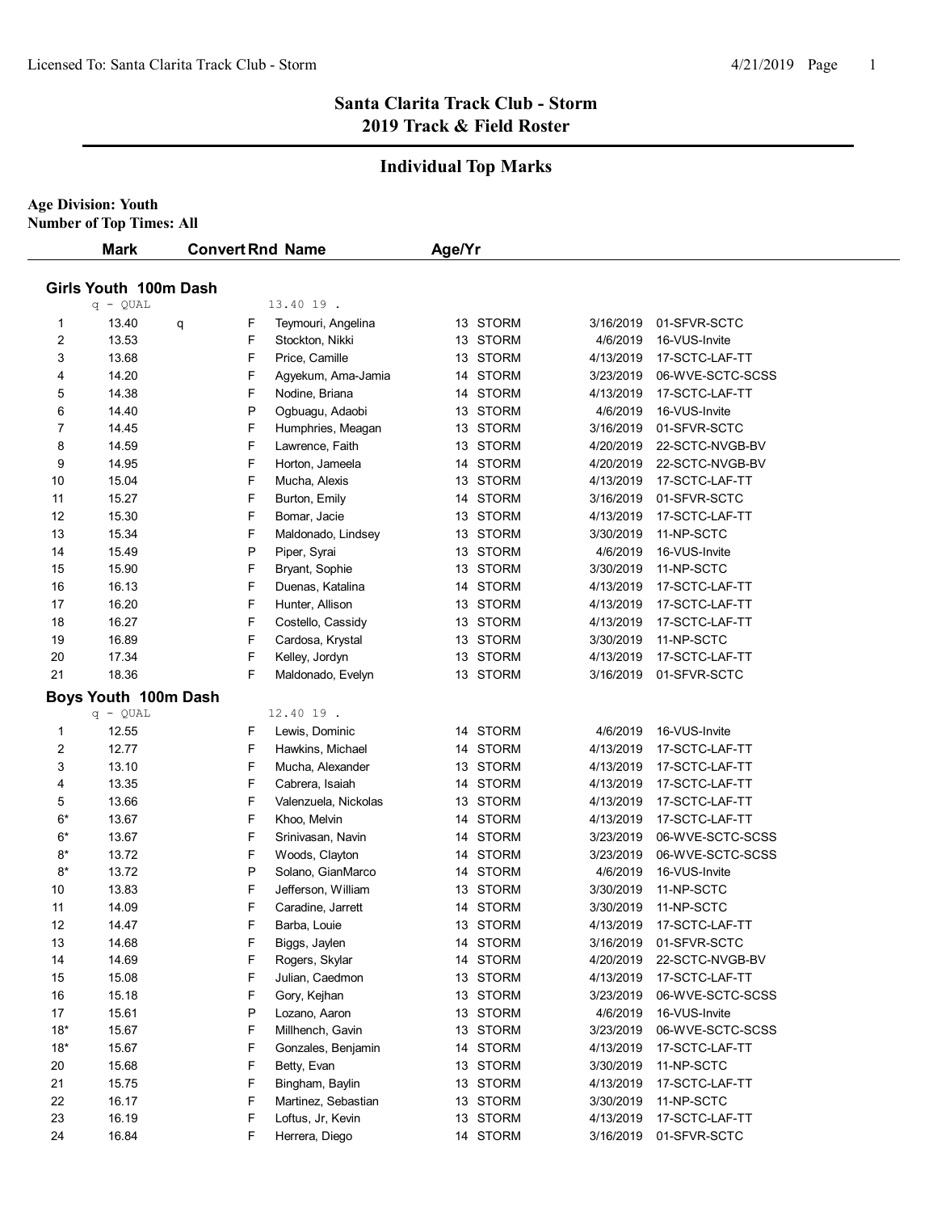# Santa Clarita Track Club - Storm
## 2019 Track & Field Roster

### Individual Top Marks

**Age Division: Youth**
**Number of Top Times: All**

#### Girls Youth 100m Dash

q - QUAL 13.40 19 .

| | Mark | Convert | Rnd | Name | Age/Yr | | | |
|---|---|---|---|---|---|---|---|---|
| 1 | 13.40 | q | F | Teymouri, Angelina | 13 | STORM | 3/16/2019 | 01-SFVR-SCTC |
| 2 | 13.53 | | F | Stockton, Nikki | 13 | STORM | 4/6/2019 | 16-VUS-Invite |
| 3 | 13.68 | | F | Price, Camille | 13 | STORM | 4/13/2019 | 17-SCTC-LAF-TT |
| 4 | 14.20 | | F | Agyekum, Ama-Jamia | 14 | STORM | 3/23/2019 | 06-WVE-SCTC-SCSS |
| 5 | 14.38 | | F | Nodine, Briana | 14 | STORM | 4/13/2019 | 17-SCTC-LAF-TT |
| 6 | 14.40 | | P | Ogbuagu, Adaobi | 13 | STORM | 4/6/2019 | 16-VUS-Invite |
| 7 | 14.45 | | F | Humphries, Meagan | 13 | STORM | 3/16/2019 | 01-SFVR-SCTC |
| 8 | 14.59 | | F | Lawrence, Faith | 13 | STORM | 4/20/2019 | 22-SCTC-NVGB-BV |
| 9 | 14.95 | | F | Horton, Jameela | 14 | STORM | 4/20/2019 | 22-SCTC-NVGB-BV |
| 10 | 15.04 | | F | Mucha, Alexis | 13 | STORM | 4/13/2019 | 17-SCTC-LAF-TT |
| 11 | 15.27 | | F | Burton, Emily | 14 | STORM | 3/16/2019 | 01-SFVR-SCTC |
| 12 | 15.30 | | F | Bomar, Jacie | 13 | STORM | 4/13/2019 | 17-SCTC-LAF-TT |
| 13 | 15.34 | | F | Maldonado, Lindsey | 13 | STORM | 3/30/2019 | 11-NP-SCTC |
| 14 | 15.49 | | P | Piper, Syrai | 13 | STORM | 4/6/2019 | 16-VUS-Invite |
| 15 | 15.90 | | F | Bryant, Sophie | 13 | STORM | 3/30/2019 | 11-NP-SCTC |
| 16 | 16.13 | | F | Duenas, Katalina | 14 | STORM | 4/13/2019 | 17-SCTC-LAF-TT |
| 17 | 16.20 | | F | Hunter, Allison | 13 | STORM | 4/13/2019 | 17-SCTC-LAF-TT |
| 18 | 16.27 | | F | Costello, Cassidy | 13 | STORM | 4/13/2019 | 17-SCTC-LAF-TT |
| 19 | 16.89 | | F | Cardosa, Krystal | 13 | STORM | 3/30/2019 | 11-NP-SCTC |
| 20 | 17.34 | | F | Kelley, Jordyn | 13 | STORM | 4/13/2019 | 17-SCTC-LAF-TT |
| 21 | 18.36 | | F | Maldonado, Evelyn | 13 | STORM | 3/16/2019 | 01-SFVR-SCTC |

#### Boys Youth 100m Dash

q - QUAL 12.40 19 .

| | Mark | Convert | Rnd | Name | Age/Yr | | | |
|---|---|---|---|---|---|---|---|---|
| 1 | 12.55 | | F | Lewis, Dominic | 14 | STORM | 4/6/2019 | 16-VUS-Invite |
| 2 | 12.77 | | F | Hawkins, Michael | 14 | STORM | 4/13/2019 | 17-SCTC-LAF-TT |
| 3 | 13.10 | | F | Mucha, Alexander | 13 | STORM | 4/13/2019 | 17-SCTC-LAF-TT |
| 4 | 13.35 | | F | Cabrera, Isaiah | 14 | STORM | 4/13/2019 | 17-SCTC-LAF-TT |
| 5 | 13.66 | | F | Valenzuela, Nickolas | 13 | STORM | 4/13/2019 | 17-SCTC-LAF-TT |
| 6* | 13.67 | | F | Khoo, Melvin | 14 | STORM | 4/13/2019 | 17-SCTC-LAF-TT |
| 6* | 13.67 | | F | Srinivasan, Navin | 14 | STORM | 3/23/2019 | 06-WVE-SCTC-SCSS |
| 8* | 13.72 | | F | Woods, Clayton | 14 | STORM | 3/23/2019 | 06-WVE-SCTC-SCSS |
| 8* | 13.72 | | P | Solano, GianMarco | 14 | STORM | 4/6/2019 | 16-VUS-Invite |
| 10 | 13.83 | | F | Jefferson, William | 13 | STORM | 3/30/2019 | 11-NP-SCTC |
| 11 | 14.09 | | F | Caradine, Jarrett | 14 | STORM | 3/30/2019 | 11-NP-SCTC |
| 12 | 14.47 | | F | Barba, Louie | 13 | STORM | 4/13/2019 | 17-SCTC-LAF-TT |
| 13 | 14.68 | | F | Biggs, Jaylen | 14 | STORM | 3/16/2019 | 01-SFVR-SCTC |
| 14 | 14.69 | | F | Rogers, Skylar | 14 | STORM | 4/20/2019 | 22-SCTC-NVGB-BV |
| 15 | 15.08 | | F | Julian, Caedmon | 13 | STORM | 4/13/2019 | 17-SCTC-LAF-TT |
| 16 | 15.18 | | F | Gory, Kejhan | 13 | STORM | 3/23/2019 | 06-WVE-SCTC-SCSS |
| 17 | 15.61 | | P | Lozano, Aaron | 13 | STORM | 4/6/2019 | 16-VUS-Invite |
| 18* | 15.67 | | F | Millhench, Gavin | 13 | STORM | 3/23/2019 | 06-WVE-SCTC-SCSS |
| 18* | 15.67 | | F | Gonzales, Benjamin | 14 | STORM | 4/13/2019 | 17-SCTC-LAF-TT |
| 20 | 15.68 | | F | Betty, Evan | 13 | STORM | 3/30/2019 | 11-NP-SCTC |
| 21 | 15.75 | | F | Bingham, Baylin | 13 | STORM | 4/13/2019 | 17-SCTC-LAF-TT |
| 22 | 16.17 | | F | Martinez, Sebastian | 13 | STORM | 3/30/2019 | 11-NP-SCTC |
| 23 | 16.19 | | F | Loftus, Jr, Kevin | 13 | STORM | 4/13/2019 | 17-SCTC-LAF-TT |
| 24 | 16.84 | | F | Herrera, Diego | 14 | STORM | 3/16/2019 | 01-SFVR-SCTC |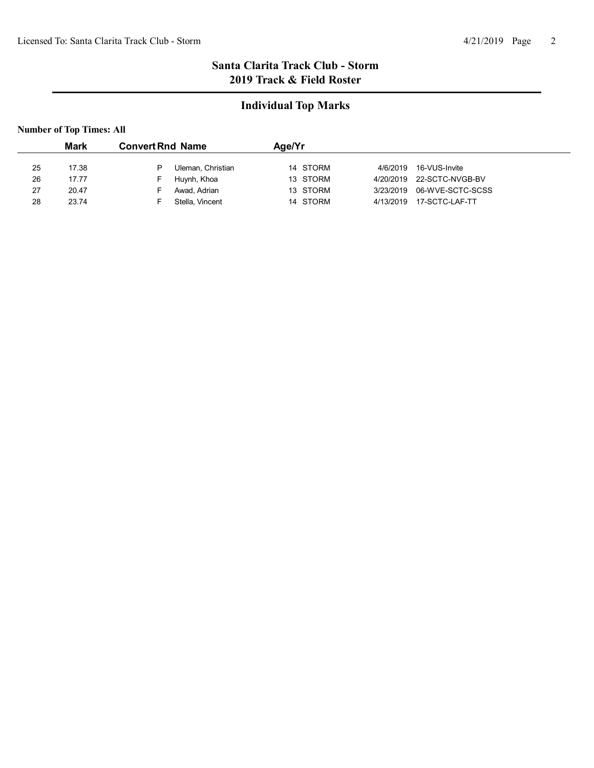## Santa Clarita Track Club - Storm
## 2019 Track & Field Roster

### Individual Top Marks

**Number of Top Times: All**

| | Mark | Convert | Rnd | Name | Age/Yr | | | |
|---|---|---|---|---|---|---|---|---|
| 25 | 17.38 | | P | Uleman, Christian | 14 | STORM | 4/6/2019 | 16-VUS-Invite |
| 26 | 17.77 | | F | Huynh, Khoa | 13 | STORM | 4/20/2019 | 22-SCTC-NVGB-BV |
| 27 | 20.47 | | F | Awad, Adrian | 13 | STORM | 3/23/2019 | 06-WVE-SCTC-SCSS |
| 28 | 23.74 | | F | Stella, Vincent | 14 | STORM | 4/13/2019 | 17-SCTC-LAF-TT |